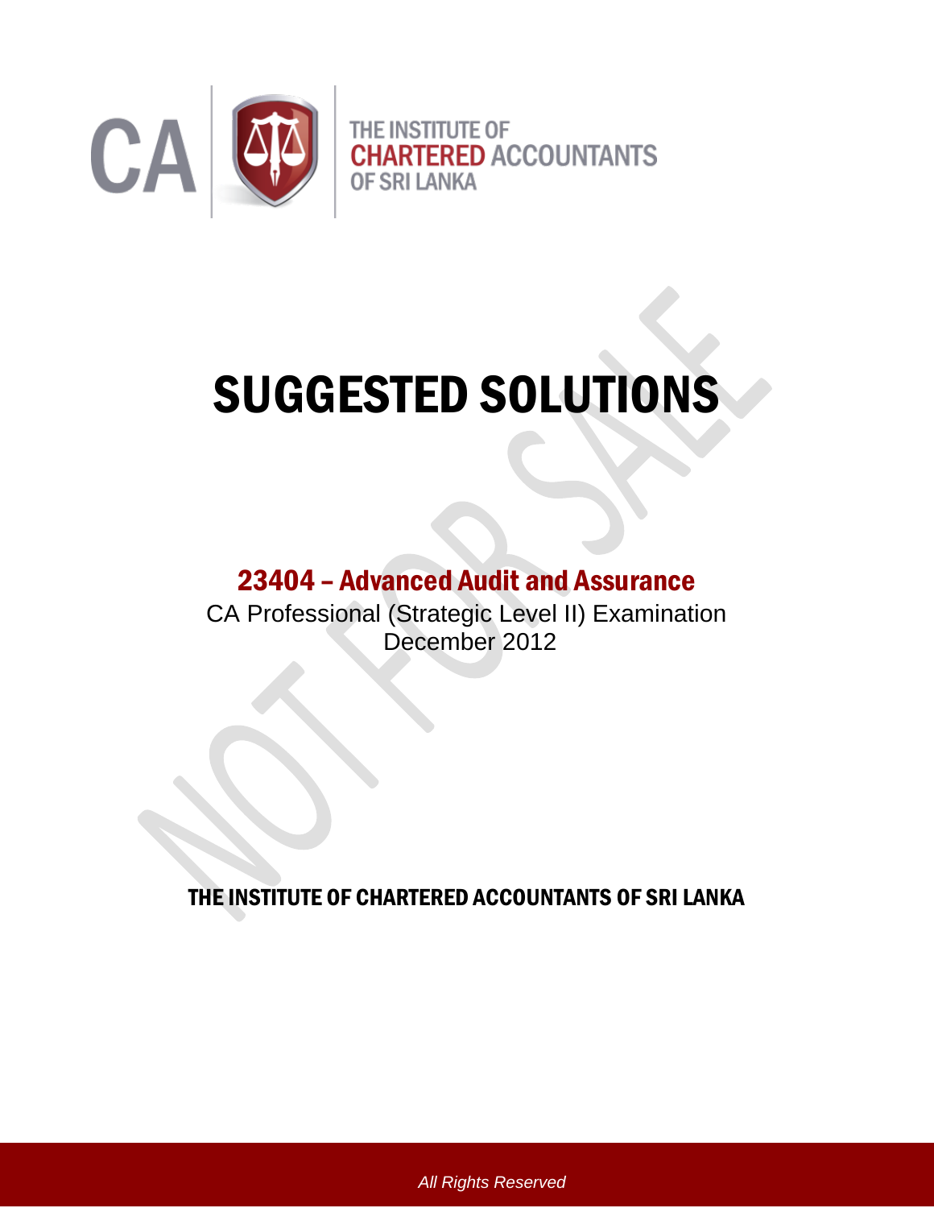THE INSTITUTE OF
CHARTERED ACCOUNTANTS
OF SRI LANKA

# SUGGESTED SOLUTIONS

## 23404 – Advanced Audit and Assurance

CA Professional (Strategic Level II) Examination
December 2012

**THE INSTITUTE OF CHARTERED ACCOUNTANTS OF SRI LANKA**

*All Rights Reserved*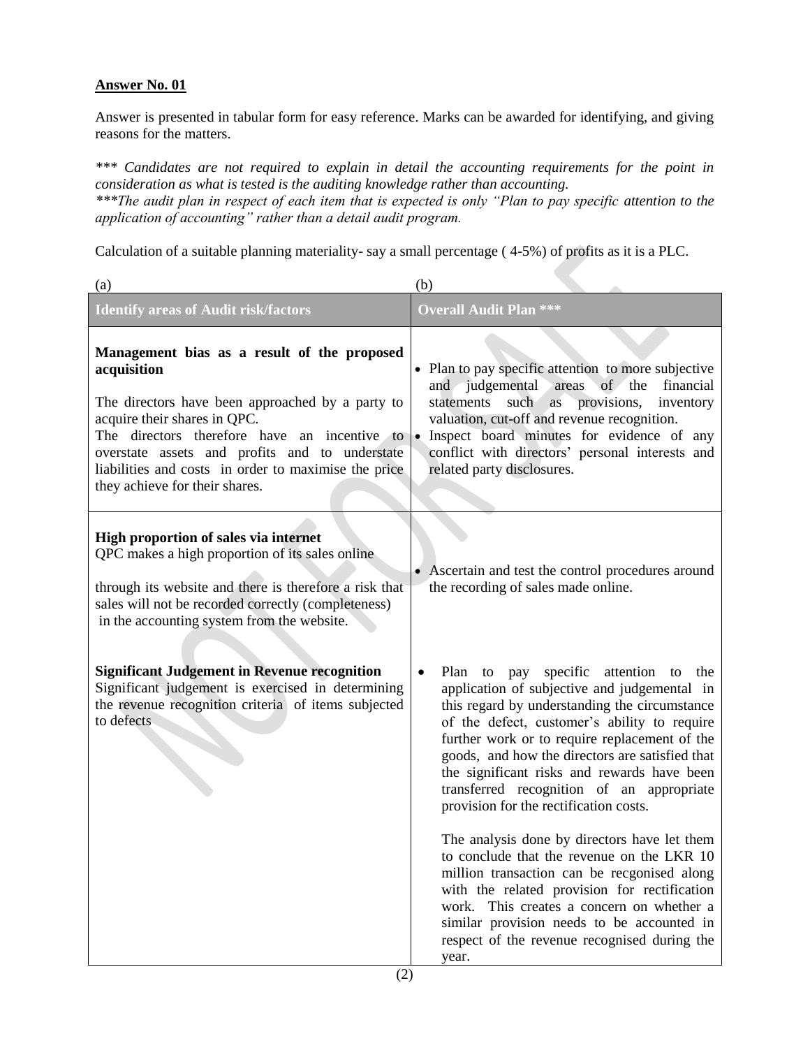**Answer No. 01**

Answer is presented in tabular form for easy reference. Marks can be awarded for identifying, and giving reasons for the matters.

*\*\*\* Candidates are not required to explain in detail the accounting requirements for the point in consideration as what is tested is the auditing knowledge rather than accounting.*
*\*\*\*The audit plan in respect of each item that is expected is only "Plan to pay specific attention to the application of accounting" rather than a detail audit program.*

Calculation of a suitable planning materiality- say a small percentage ( 4-5%) of profits as it is a PLC.

| (a) Identify areas of Audit risk/factors | (b) Overall Audit Plan *** |
|---|---|
| **Management bias as a result of the proposed acquisition**<br><br>The directors have been approached by a party to acquire their shares in QPC.<br>The directors therefore have an incentive to overstate assets and profits and to understate liabilities and costs in order to maximise the price they achieve for their shares. | • Plan to pay specific attention to more subjective and judgemental areas of the financial statements such as provisions, inventory valuation, cut-off and revenue recognition.<br>• Inspect board minutes for evidence of any conflict with directors' personal interests and related party disclosures. |
| **High proportion of sales via internet**<br>QPC makes a high proportion of its sales online<br><br>through its website and there is therefore a risk that sales will not be recorded correctly (completeness) in the accounting system from the website. | • Ascertain and test the control procedures around the recording of sales made online. |
| **Significant Judgement in Revenue recognition**<br>Significant judgement is exercised in determining the revenue recognition criteria of items subjected to defects | • Plan to pay specific attention to the application of subjective and judgemental in this regard by understanding the circumstance of the defect, customer's ability to require further work or to require replacement of the goods, and how the directors are satisfied that the significant risks and rewards have been transferred recognition of an appropriate provision for the rectification costs.<br><br>The analysis done by directors have let them to conclude that the revenue on the LKR 10 million transaction can be recgonised along with the related provision for rectification work. This creates a concern on whether a similar provision needs to be accounted in respect of the revenue recognised during the year. |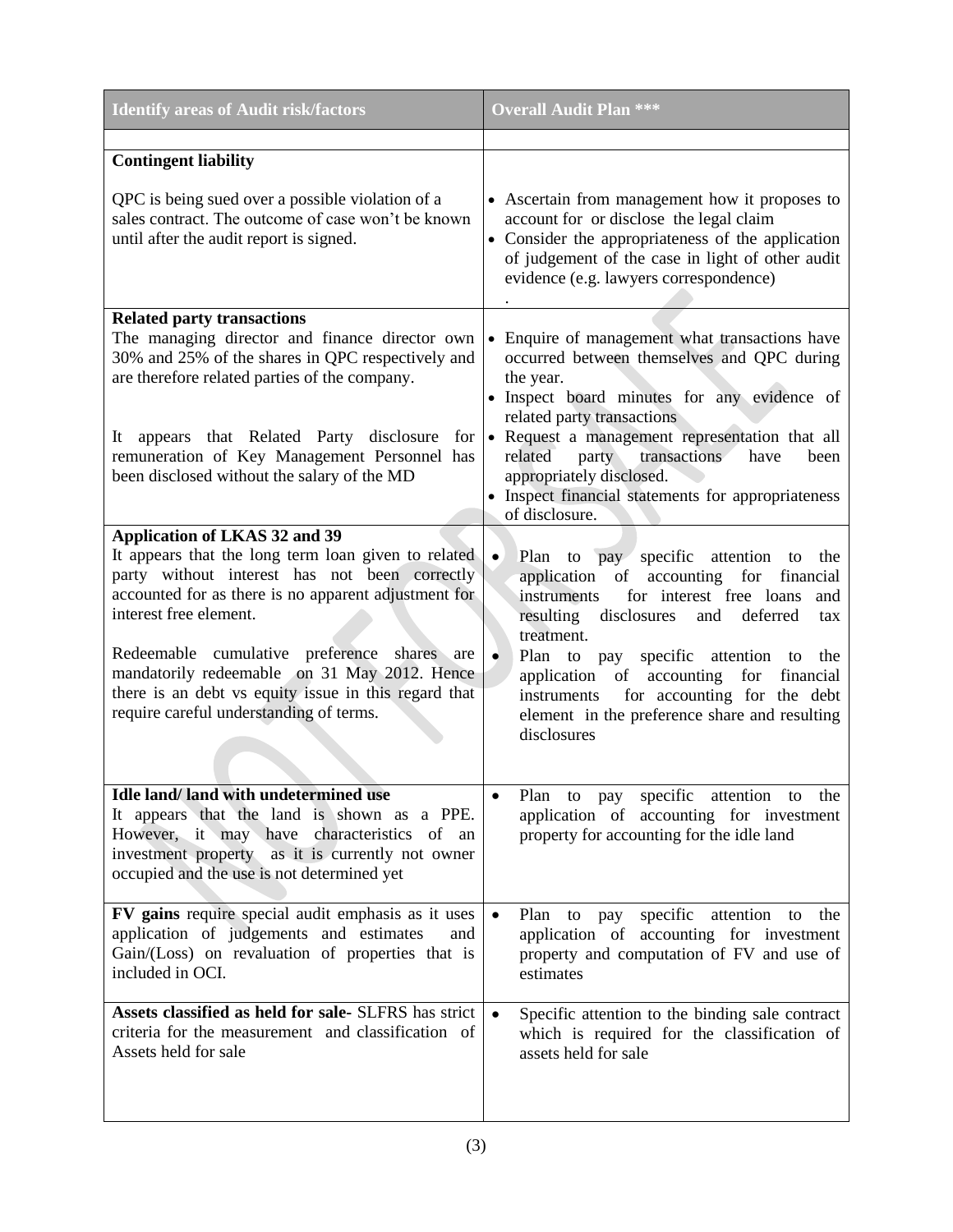| Identify areas of Audit risk/factors | Overall Audit Plan *** |
|---|---|
| | |
| **Contingent liability**<br><br>QPC is being sued over a possible violation of a sales contract. The outcome of case won't be known until after the audit report is signed. | • Ascertain from management how it proposes to account for or disclose the legal claim<br>• Consider the appropriateness of the application of judgement of the case in light of other audit evidence (e.g. lawyers correspondence)<br>. |
| **Related party transactions**<br>The managing director and finance director own 30% and 25% of the shares in QPC respectively and are therefore related parties of the company.<br><br>It appears that Related Party disclosure for remuneration of Key Management Personnel has been disclosed without the salary of the MD | • Enquire of management what transactions have occurred between themselves and QPC during the year.<br>• Inspect board minutes for any evidence of related party transactions<br>• Request a management representation that all related party transactions have been appropriately disclosed.<br>• Inspect financial statements for appropriateness of disclosure. |
| **Application of LKAS 32 and 39**<br>It appears that the long term loan given to related party without interest has not been correctly accounted for as there is no apparent adjustment for interest free element.<br><br>Redeemable cumulative preference shares are mandatorily redeemable on 31 May 2012. Hence there is an debt vs equity issue in this regard that require careful understanding of terms. | • Plan to pay specific attention to the application of accounting for financial instruments for interest free loans and resulting disclosures and deferred tax treatment.<br>• Plan to pay specific attention to the application of accounting for financial instruments for accounting for the debt element in the preference share and resulting disclosures |
| **Idle land/ land with undetermined use**<br>It appears that the land is shown as a PPE. However, it may have characteristics of an investment property as it is currently not owner occupied and the use is not determined yet | • Plan to pay specific attention to the application of accounting for investment property for accounting for the idle land |
| **FV gains** require special audit emphasis as it uses application of judgements and estimates and Gain/(Loss) on revaluation of properties that is included in OCI. | • Plan to pay specific attention to the application of accounting for investment property and computation of FV and use of estimates |
| **Assets classified as held for sale-** SLFRS has strict criteria for the measurement and classification of Assets held for sale | • Specific attention to the binding sale contract which is required for the classification of assets held for sale |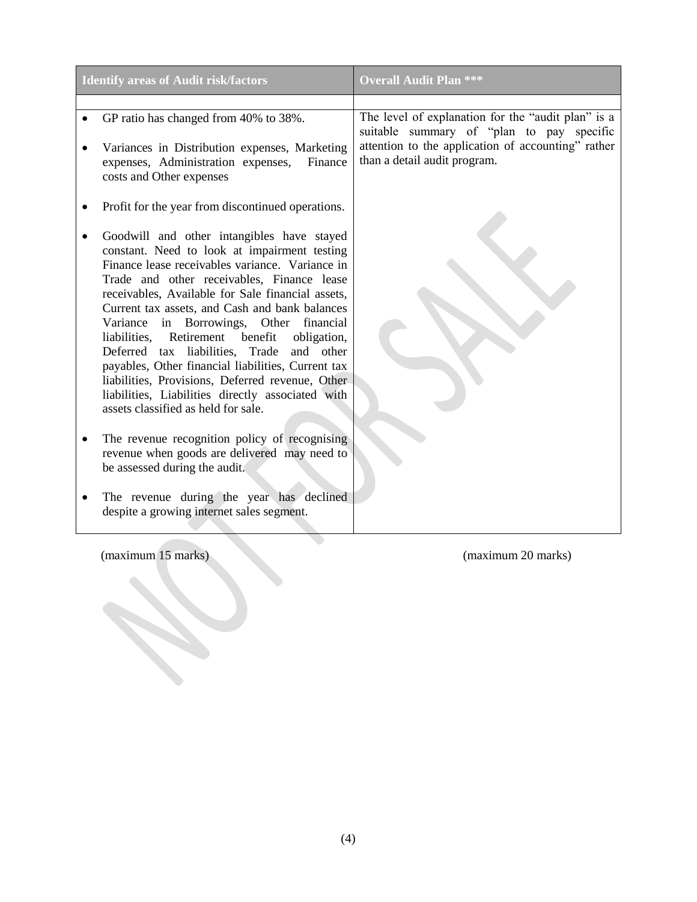| Identify areas of Audit risk/factors | Overall Audit Plan *** |
|---|---|
| | |
| • GP ratio has changed from 40% to 38%.<br><br>• Variances in Distribution expenses, Marketing expenses, Administration expenses, Finance costs and Other expenses<br><br>• Profit for the year from discontinued operations.<br><br>• Goodwill and other intangibles have stayed constant. Need to look at impairment testing Finance lease receivables variance. Variance in Trade and other receivables, Finance lease receivables, Available for Sale financial assets, Current tax assets, and Cash and bank balances Variance in Borrowings, Other financial liabilities, Retirement benefit obligation, Deferred tax liabilities, Trade and other payables, Other financial liabilities, Current tax liabilities, Provisions, Deferred revenue, Other liabilities, Liabilities directly associated with assets classified as held for sale.<br><br>• The revenue recognition policy of recognising revenue when goods are delivered may need to be assessed during the audit.<br><br>• The revenue during the year has declined despite a growing internet sales segment. | The level of explanation for the "audit plan" is a suitable summary of "plan to pay specific attention to the application of accounting" rather than a detail audit program. |
| (maximum 15 marks) | (maximum 20 marks) |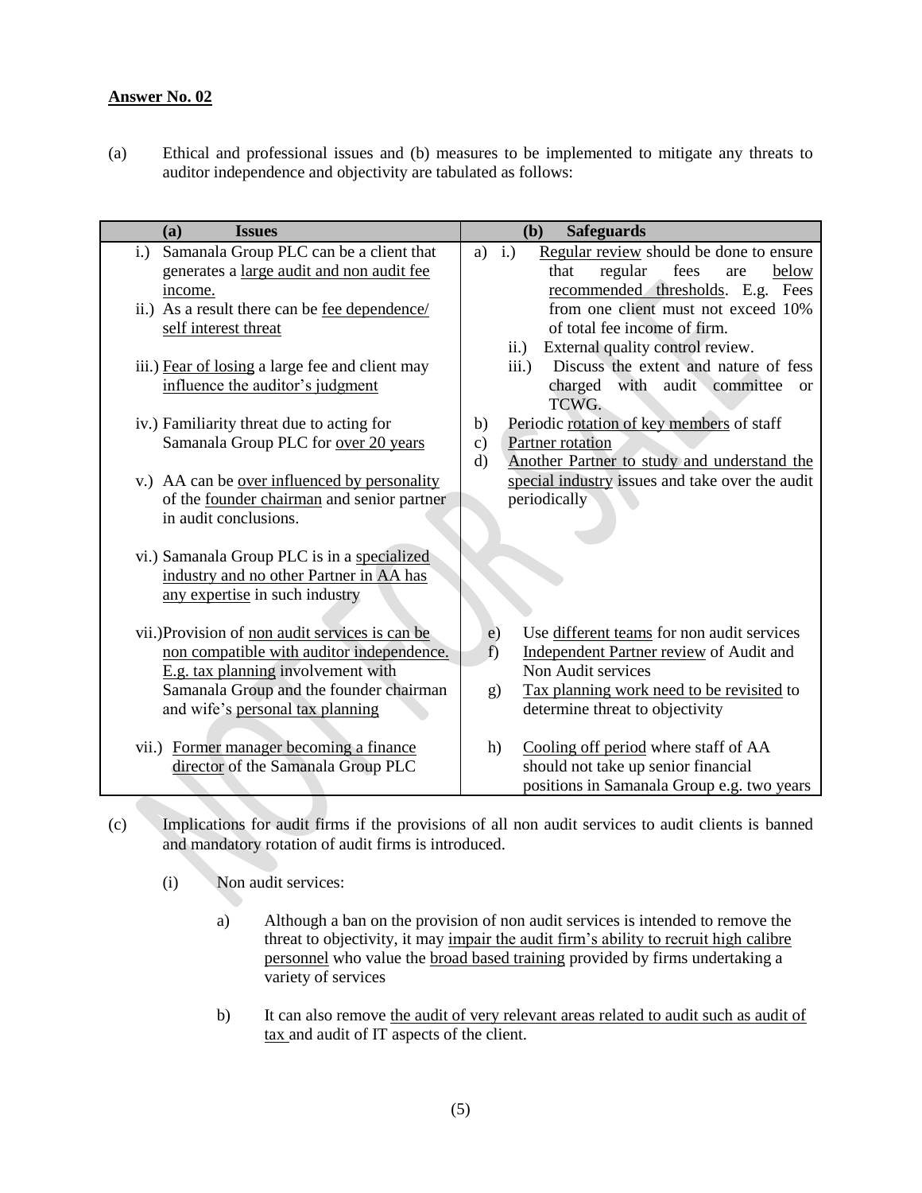**Answer No. 02**

(a) Ethical and professional issues and (b) measures to be implemented to mitigate any threats to auditor independence and objectivity are tabulated as follows:

| (a) Issues | (b) Safeguards |
|---|---|
| i.) Samanala Group PLC can be a client that generates a large audit and non audit fee income.<br>ii.) As a result there can be fee dependence/ self interest threat<br>iii.) Fear of losing a large fee and client may influence the auditor's judgment | a) i.) Regular review should be done to ensure that regular fees are below recommended thresholds. E.g. Fees from one client must not exceed 10% of total fee income of firm.<br>ii.) External quality control review.<br>iii.) Discuss the extent and nature of fess charged with audit committee or TCWG. |
| iv.) Familiarity threat due to acting for Samanala Group PLC for over 20 years<br>v.) AA can be over influenced by personality of the founder chairman and senior partner in audit conclusions.<br>vi.) Samanala Group PLC is in a specialized industry and no other Partner in AA has any expertise in such industry | b) Periodic rotation of key members of staff<br>c) Partner rotation<br>d) Another Partner to study and understand the special industry issues and take over the audit periodically |
| vii.) Provision of non audit services is can be non compatible with auditor independence. E.g. tax planning involvement with Samanala Group and the founder chairman and wife's personal tax planning | e) Use different teams for non audit services<br>f) Independent Partner review of Audit and Non Audit services<br>g) Tax planning work need to be revisited to determine threat to objectivity |
| vii.) Former manager becoming a finance director of the Samanala Group PLC | h) Cooling off period where staff of AA should not take up senior financial positions in Samanala Group e.g. two years |

(c) Implications for audit firms if the provisions of all non audit services to audit clients is banned and mandatory rotation of audit firms is introduced.

(i) Non audit services:

a) Although a ban on the provision of non audit services is intended to remove the threat to objectivity, it may impair the audit firm's ability to recruit high calibre personnel who value the broad based training provided by firms undertaking a variety of services

b) It can also remove the audit of very relevant areas related to audit such as audit of tax and audit of IT aspects of the client.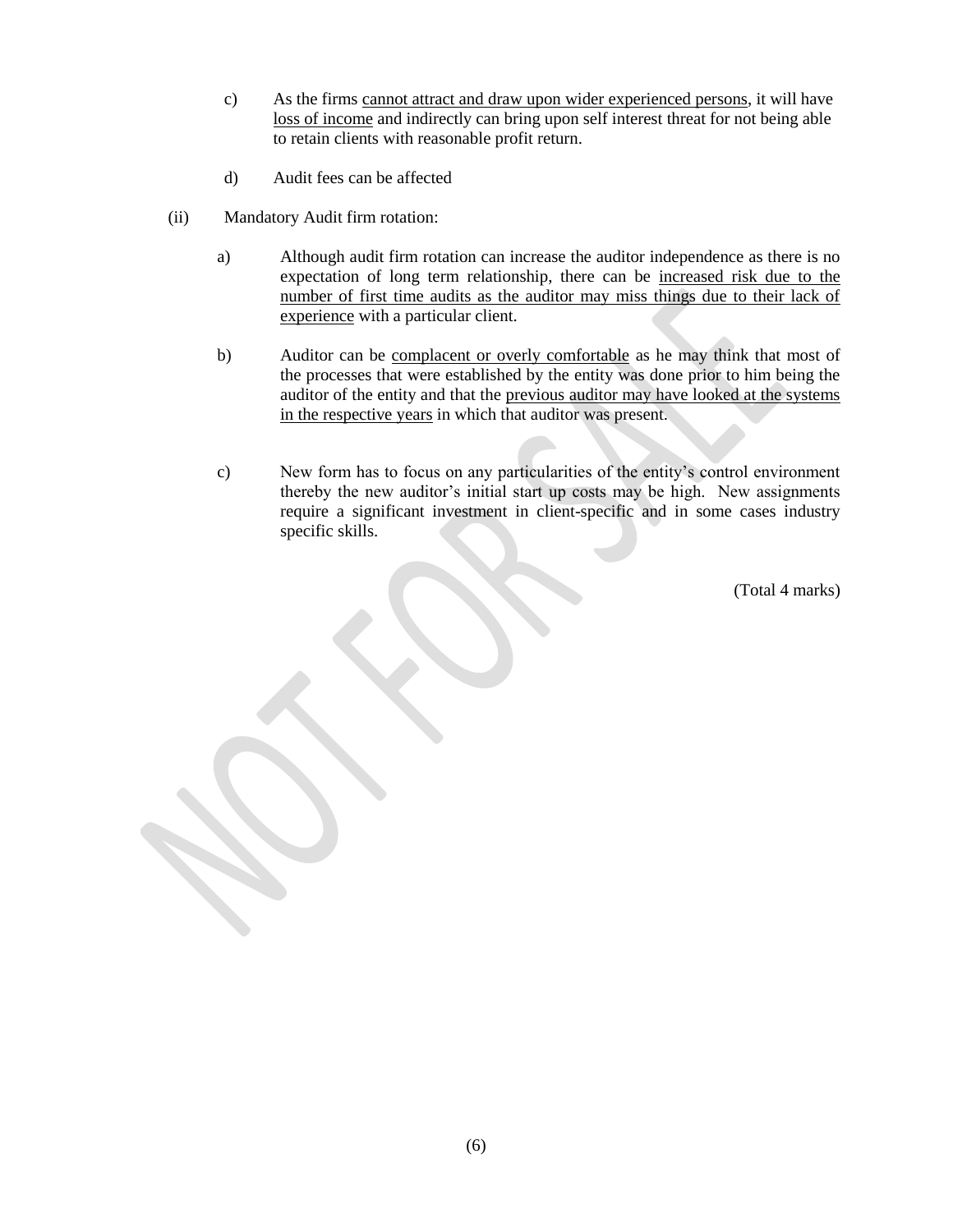c) As the firms cannot attract and draw upon wider experienced persons, it will have loss of income and indirectly can bring upon self interest threat for not being able to retain clients with reasonable profit return.

d) Audit fees can be affected

(ii) Mandatory Audit firm rotation:

a) Although audit firm rotation can increase the auditor independence as there is no expectation of long term relationship, there can be increased risk due to the number of first time audits as the auditor may miss things due to their lack of experience with a particular client.

b) Auditor can be complacent or overly comfortable as he may think that most of the processes that were established by the entity was done prior to him being the auditor of the entity and that the previous auditor may have looked at the systems in the respective years in which that auditor was present.

c) New form has to focus on any particularities of the entity's control environment thereby the new auditor's initial start up costs may be high. New assignments require a significant investment in client-specific and in some cases industry specific skills.

(Total 4 marks)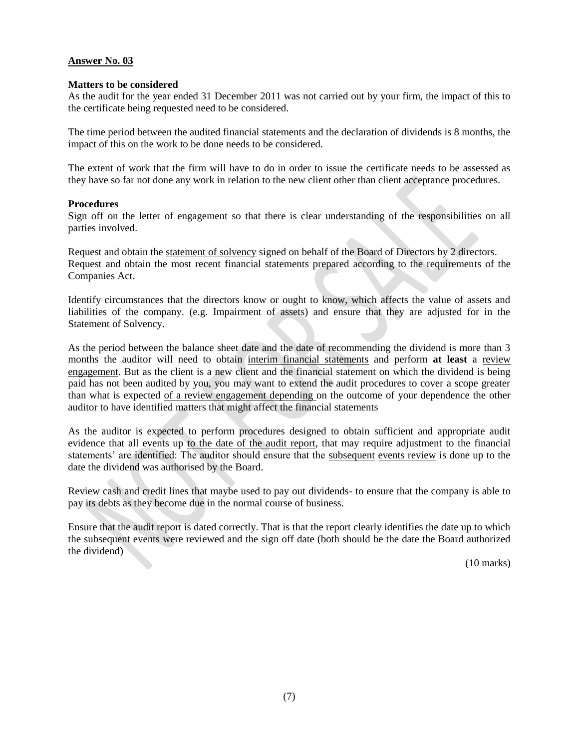## Answer No. 03

**Matters to be considered**

As the audit for the year ended 31 December 2011 was not carried out by your firm, the impact of this to the certificate being requested need to be considered.

The time period between the audited financial statements and the declaration of dividends is 8 months, the impact of this on the work to be done needs to be considered.

The extent of work that the firm will have to do in order to issue the certificate needs to be assessed as they have so far not done any work in relation to the new client other than client acceptance procedures.

**Procedures**

Sign off on the letter of engagement so that there is clear understanding of the responsibilities on all parties involved.

Request and obtain the statement of solvency signed on behalf of the Board of Directors by 2 directors.
Request and obtain the most recent financial statements prepared according to the requirements of the Companies Act.

Identify circumstances that the directors know or ought to know, which affects the value of assets and liabilities of the company. (e.g. Impairment of assets) and ensure that they are adjusted for in the Statement of Solvency.

As the period between the balance sheet date and the date of recommending the dividend is more than 3 months the auditor will need to obtain interim financial statements and perform **at least** a review engagement. But as the client is a new client and the financial statement on which the dividend is being paid has not been audited by you, you may want to extend the audit procedures to cover a scope greater than what is expected of a review engagement depending on the outcome of your dependence the other auditor to have identified matters that might affect the financial statements

As the auditor is expected to perform procedures designed to obtain sufficient and appropriate audit evidence that all events up to the date of the audit report, that may require adjustment to the financial statements' are identified: The auditor should ensure that the subsequent events review is done up to the date the dividend was authorised by the Board.

Review cash and credit lines that maybe used to pay out dividends- to ensure that the company is able to pay its debts as they become due in the normal course of business.

Ensure that the audit report is dated correctly. That is that the report clearly identifies the date up to which the subsequent events were reviewed and the sign off date (both should be the date the Board authorized the dividend)

(10 marks)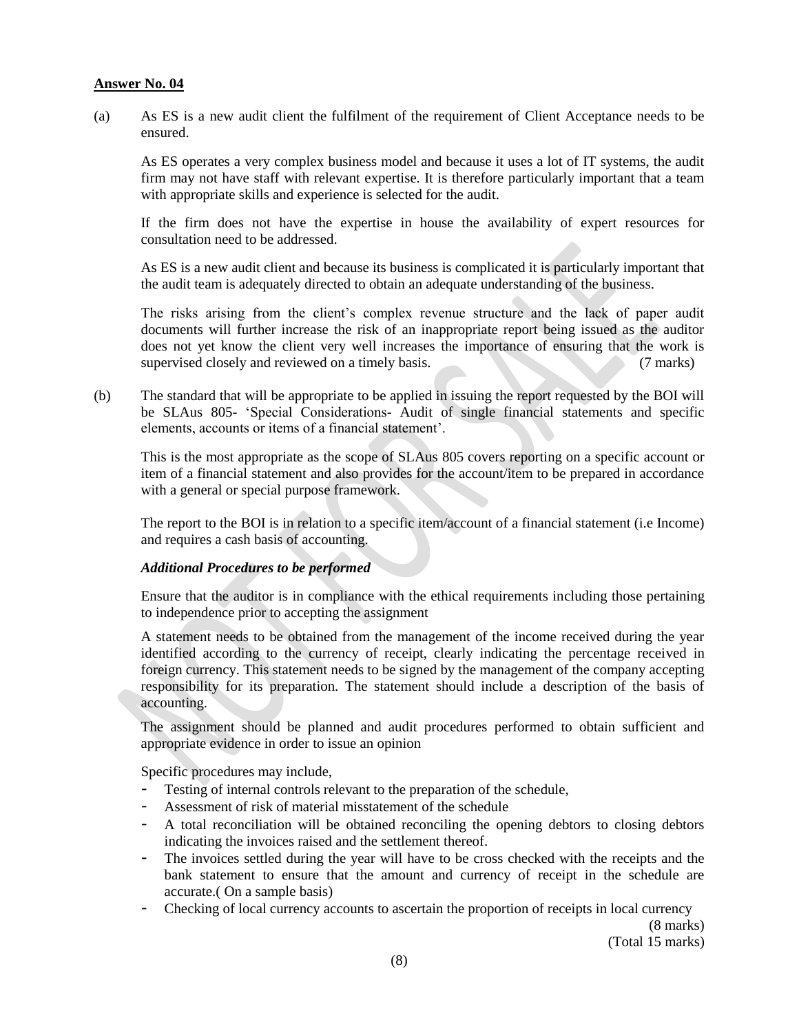**Answer No. 04**

(a) As ES is a new audit client the fulfilment of the requirement of Client Acceptance needs to be ensured.

As ES operates a very complex business model and because it uses a lot of IT systems, the audit firm may not have staff with relevant expertise. It is therefore particularly important that a team with appropriate skills and experience is selected for the audit.

If the firm does not have the expertise in house the availability of expert resources for consultation need to be addressed.

As ES is a new audit client and because its business is complicated it is particularly important that the audit team is adequately directed to obtain an adequate understanding of the business.

The risks arising from the client's complex revenue structure and the lack of paper audit documents will further increase the risk of an inappropriate report being issued as the auditor does not yet know the client very well increases the importance of ensuring that the work is supervised closely and reviewed on a timely basis. (7 marks)

(b) The standard that will be appropriate to be applied in issuing the report requested by the BOI will be SLAus 805- 'Special Considerations- Audit of single financial statements and specific elements, accounts or items of a financial statement'.

This is the most appropriate as the scope of SLAus 805 covers reporting on a specific account or item of a financial statement and also provides for the account/item to be prepared in accordance with a general or special purpose framework.

The report to the BOI is in relation to a specific item/account of a financial statement (i.e Income) and requires a cash basis of accounting.

***Additional Procedures to be performed***

Ensure that the auditor is in compliance with the ethical requirements including those pertaining to independence prior to accepting the assignment

A statement needs to be obtained from the management of the income received during the year identified according to the currency of receipt, clearly indicating the percentage received in foreign currency. This statement needs to be signed by the management of the company accepting responsibility for its preparation. The statement should include a description of the basis of accounting.

The assignment should be planned and audit procedures performed to obtain sufficient and appropriate evidence in order to issue an opinion

Specific procedures may include,

- Testing of internal controls relevant to the preparation of the schedule,
- Assessment of risk of material misstatement of the schedule
- A total reconciliation will be obtained reconciling the opening debtors to closing debtors indicating the invoices raised and the settlement thereof.
- The invoices settled during the year will have to be cross checked with the receipts and the bank statement to ensure that the amount and currency of receipt in the schedule are accurate.( On a sample basis)
- Checking of local currency accounts to ascertain the proportion of receipts in local currency

(8 marks)
(Total 15 marks)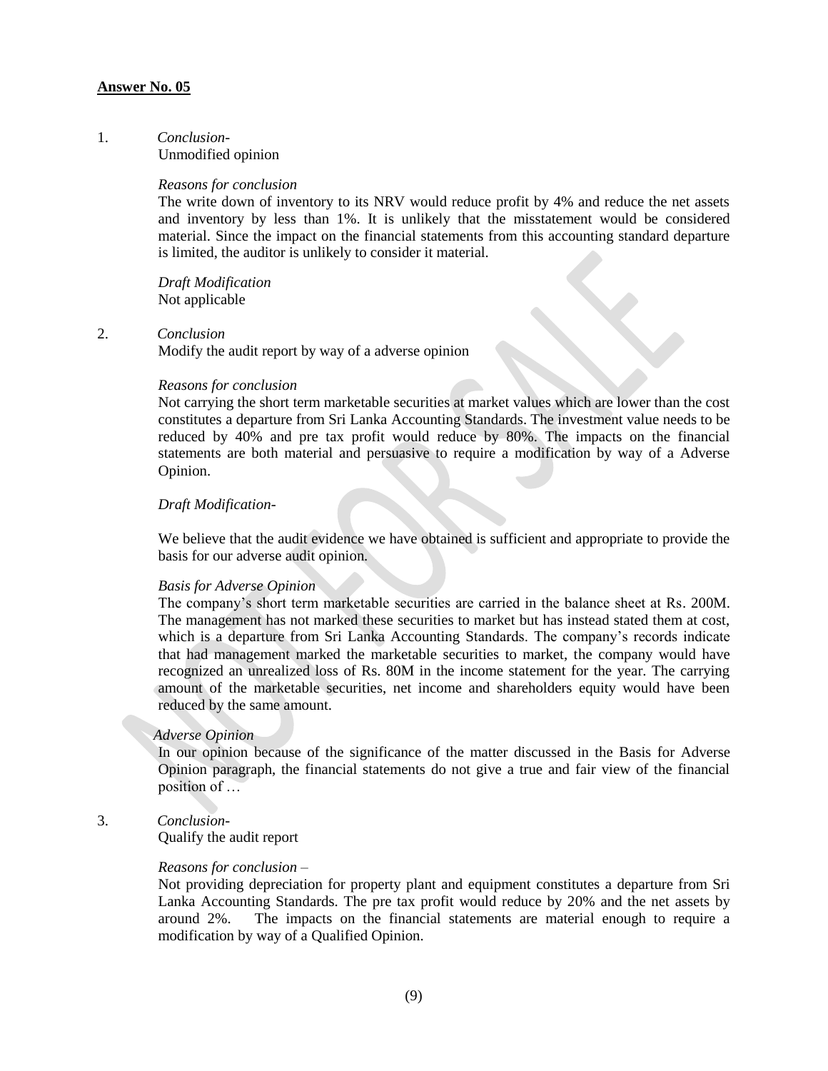**Answer No. 05**

1. *Conclusion-*
   Unmodified opinion

   *Reasons for conclusion*
   The write down of inventory to its NRV would reduce profit by 4% and reduce the net assets and inventory by less than 1%. It is unlikely that the misstatement would be considered material. Since the impact on the financial statements from this accounting standard departure is limited, the auditor is unlikely to consider it material.

   *Draft Modification*
   Not applicable

2. *Conclusion*
   Modify the audit report by way of a adverse opinion

   *Reasons for conclusion*
   Not carrying the short term marketable securities at market values which are lower than the cost constitutes a departure from Sri Lanka Accounting Standards. The investment value needs to be reduced by 40% and pre tax profit would reduce by 80%. The impacts on the financial statements are both material and persuasive to require a modification by way of a Adverse Opinion.

   *Draft Modification-*

   We believe that the audit evidence we have obtained is sufficient and appropriate to provide the basis for our adverse audit opinion.

   *Basis for Adverse Opinion*
   The company's short term marketable securities are carried in the balance sheet at Rs. 200M. The management has not marked these securities to market but has instead stated them at cost, which is a departure from Sri Lanka Accounting Standards. The company's records indicate that had management marked the marketable securities to market, the company would have recognized an unrealized loss of Rs. 80M in the income statement for the year. The carrying amount of the marketable securities, net income and shareholders equity would have been reduced by the same amount.

   *Adverse Opinion*
   In our opinion because of the significance of the matter discussed in the Basis for Adverse Opinion paragraph, the financial statements do not give a true and fair view of the financial position of …

3. *Conclusion-*
   Qualify the audit report

   *Reasons for conclusion –*
   Not providing depreciation for property plant and equipment constitutes a departure from Sri Lanka Accounting Standards. The pre tax profit would reduce by 20% and the net assets by around 2%. The impacts on the financial statements are material enough to require a modification by way of a Qualified Opinion.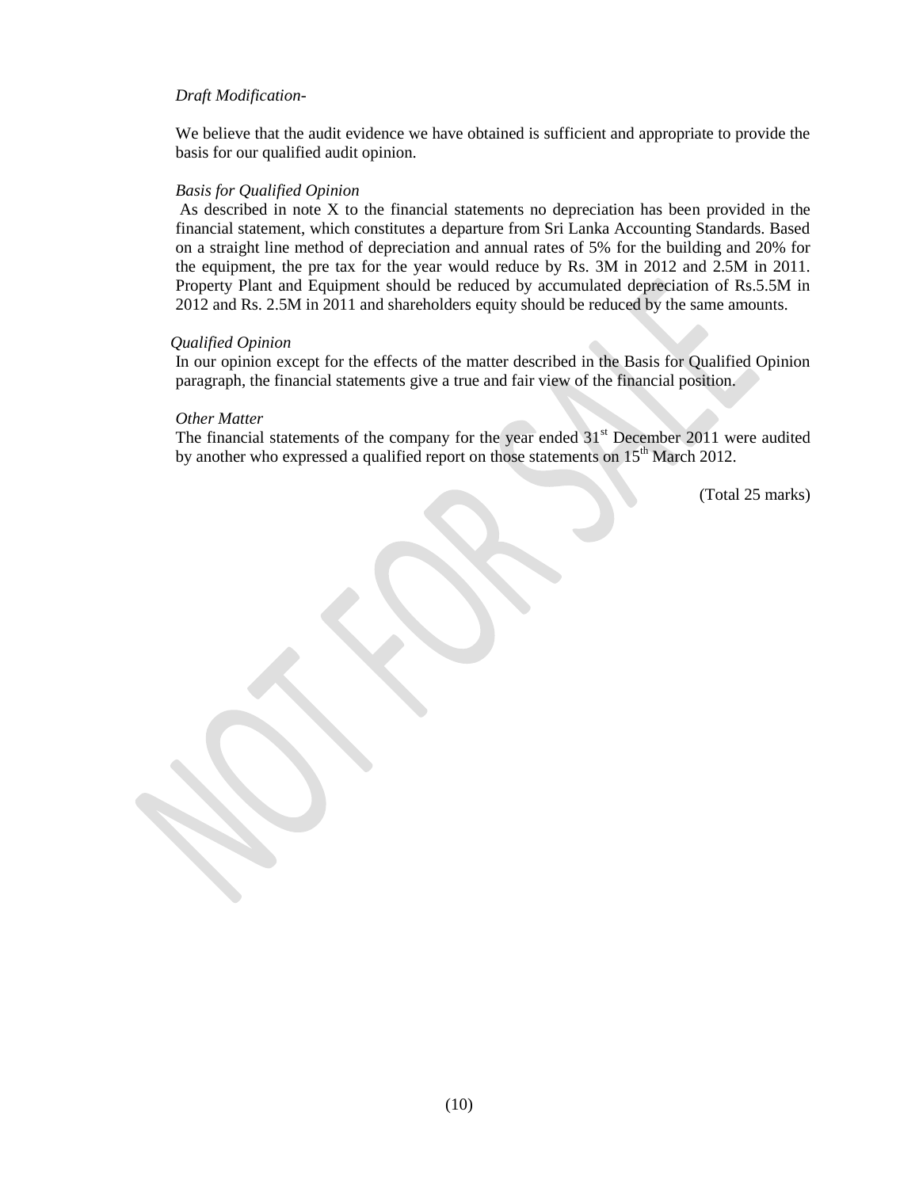*Draft Modification-*

We believe that the audit evidence we have obtained is sufficient and appropriate to provide the basis for our qualified audit opinion.

*Basis for Qualified Opinion*

As described in note X to the financial statements no depreciation has been provided in the financial statement, which constitutes a departure from Sri Lanka Accounting Standards. Based on a straight line method of depreciation and annual rates of 5% for the building and 20% for the equipment, the pre tax for the year would reduce by Rs. 3M in 2012 and 2.5M in 2011. Property Plant and Equipment should be reduced by accumulated depreciation of Rs.5.5M in 2012 and Rs. 2.5M in 2011 and shareholders equity should be reduced by the same amounts.

*Qualified Opinion*

In our opinion except for the effects of the matter described in the Basis for Qualified Opinion paragraph, the financial statements give a true and fair view of the financial position.

*Other Matter*

The financial statements of the company for the year ended 31st December 2011 were audited by another who expressed a qualified report on those statements on 15th March 2012.

(Total 25 marks)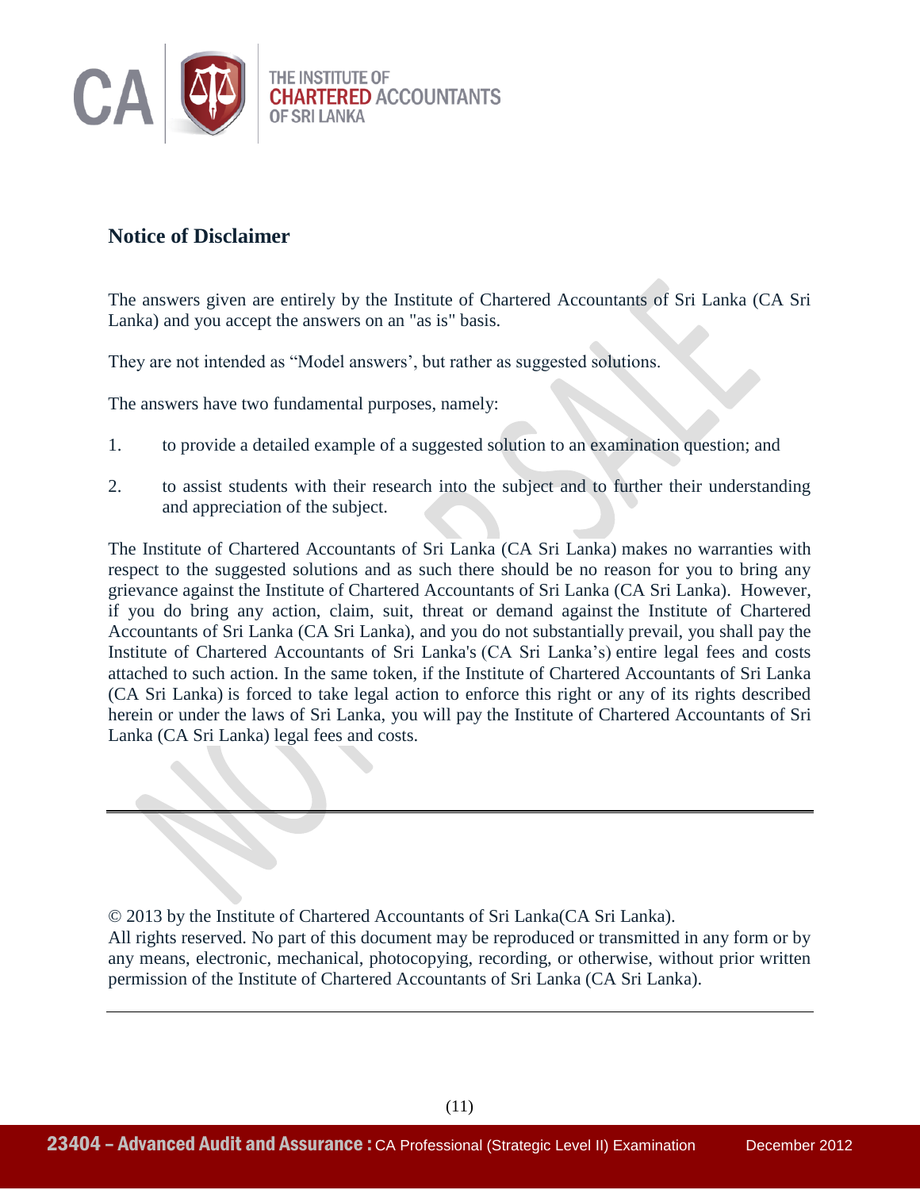## Notice of Disclaimer

The answers given are entirely by the Institute of Chartered Accountants of Sri Lanka (CA Sri Lanka) and you accept the answers on an "as is" basis.

They are not intended as "Model answers', but rather as suggested solutions.

The answers have two fundamental purposes, namely:

1. to provide a detailed example of a suggested solution to an examination question; and

2. to assist students with their research into the subject and to further their understanding and appreciation of the subject.

The Institute of Chartered Accountants of Sri Lanka (CA Sri Lanka) makes no warranties with respect to the suggested solutions and as such there should be no reason for you to bring any grievance against the Institute of Chartered Accountants of Sri Lanka (CA Sri Lanka). However, if you do bring any action, claim, suit, threat or demand against the Institute of Chartered Accountants of Sri Lanka (CA Sri Lanka), and you do not substantially prevail, you shall pay the Institute of Chartered Accountants of Sri Lanka's (CA Sri Lanka's) entire legal fees and costs attached to such action. In the same token, if the Institute of Chartered Accountants of Sri Lanka (CA Sri Lanka) is forced to take legal action to enforce this right or any of its rights described herein or under the laws of Sri Lanka, you will pay the Institute of Chartered Accountants of Sri Lanka (CA Sri Lanka) legal fees and costs.

---

© 2013 by the Institute of Chartered Accountants of Sri Lanka(CA Sri Lanka).
All rights reserved. No part of this document may be reproduced or transmitted in any form or by any means, electronic, mechanical, photocopying, recording, or otherwise, without prior written permission of the Institute of Chartered Accountants of Sri Lanka (CA Sri Lanka).